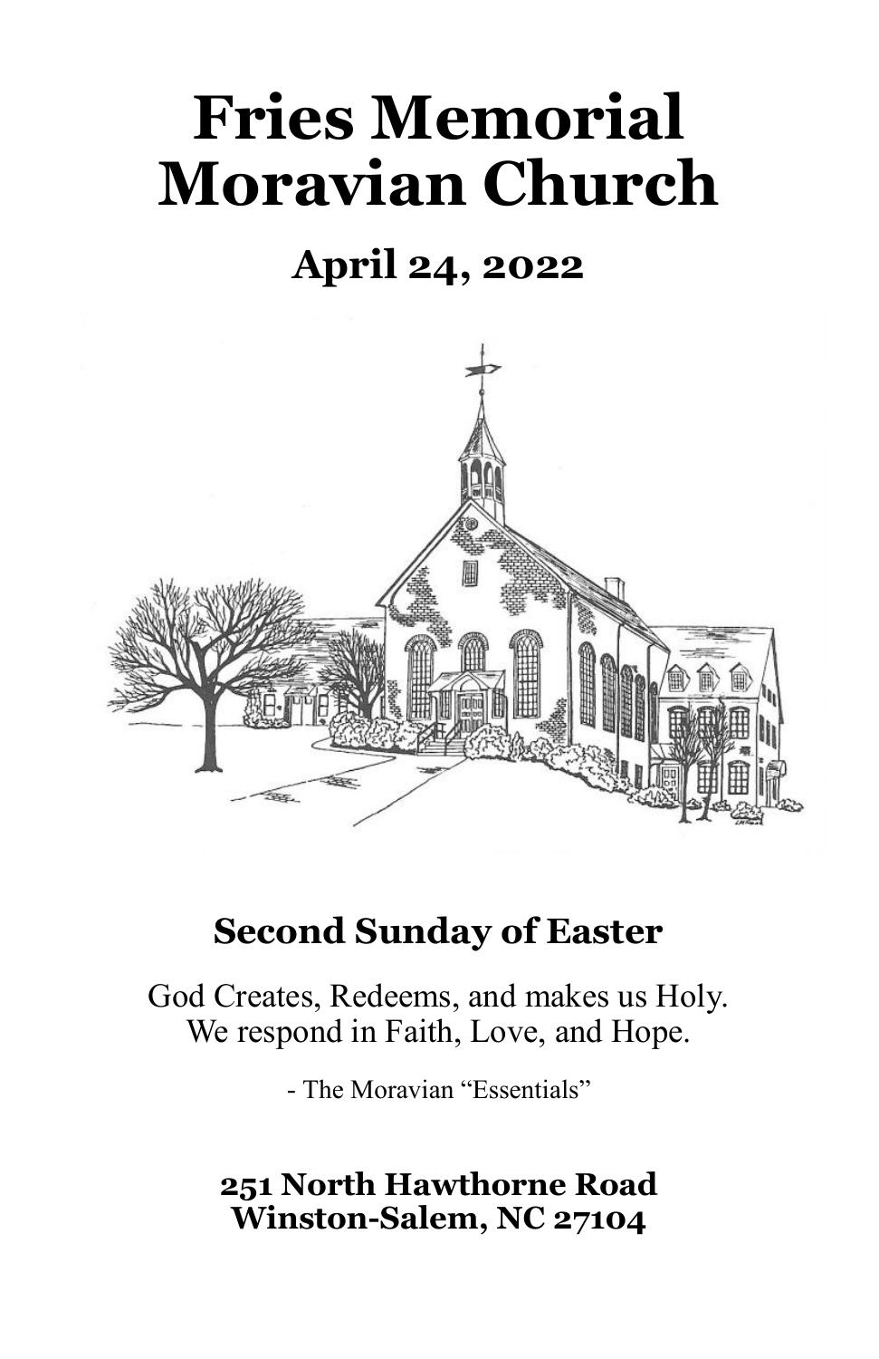# Fries Memorial Moravian Church

## April 24, 2022

## Second Sunday of Easter

God Creates, Redeems, and makes us Holy.
We respond in Faith, Love, and Hope.

- The Moravian "Essentials"

**251 North Hawthorne Road**
**Winston-Salem, NC 27104**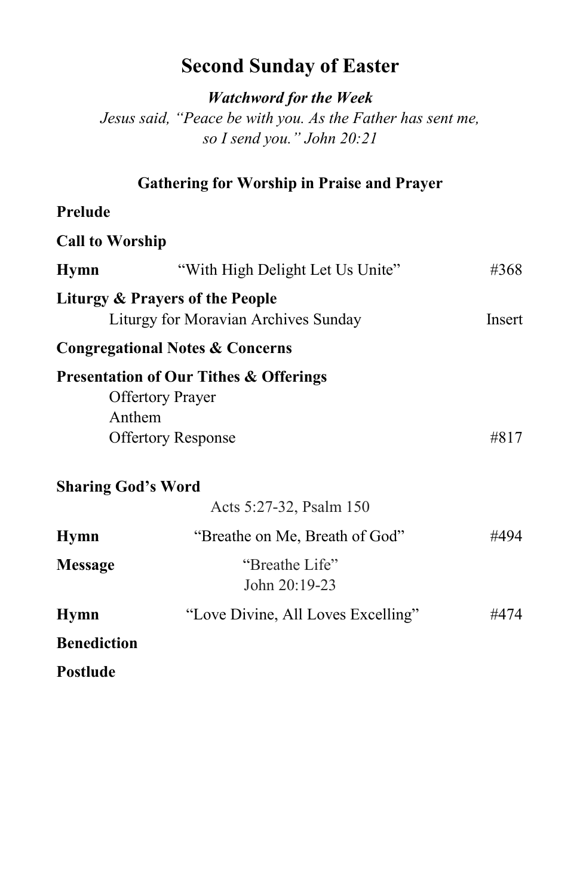# Second Sunday of Easter

***Watchword for the Week***

*Jesus said, "Peace be with you. As the Father has sent me, so I send you." John 20:21*

## Gathering for Worship in Praise and Prayer

**Prelude**

**Call to Worship**

**Hymn** "With High Delight Let Us Unite" #368

**Liturgy & Prayers of the People**
Liturgy for Moravian Archives Sunday Insert

**Congregational Notes & Concerns**

**Presentation of Our Tithes & Offerings**
Offertory Prayer
Anthem
Offertory Response #817

**Sharing God's Word**
Acts 5:27-32, Psalm 150

**Hymn** "Breathe on Me, Breath of God" #494

**Message** "Breathe Life"
John 20:19-23

**Hymn** "Love Divine, All Loves Excelling" #474

**Benediction**

**Postlude**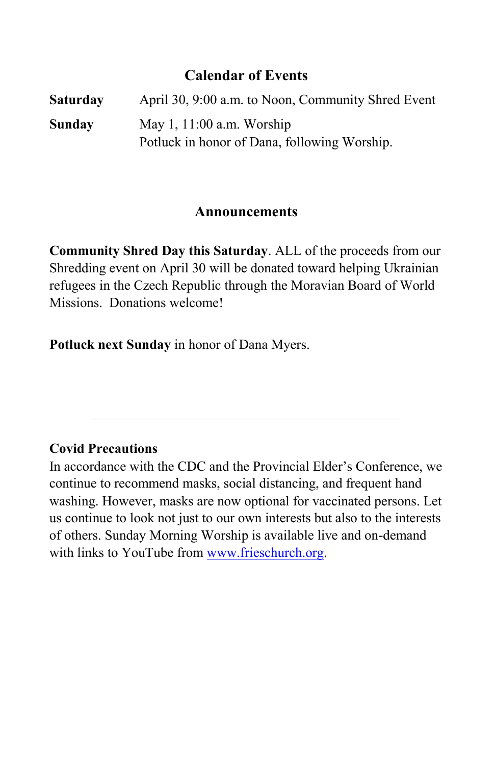## Calendar of Events

| | |
|---|---|
| **Saturday** | April 30, 9:00 a.m. to Noon, Community Shred Event |
| **Sunday** | May 1, 11:00 a.m. Worship<br>Potluck in honor of Dana, following Worship. |

## Announcements

**Community Shred Day this Saturday**. ALL of the proceeds from our Shredding event on April 30 will be donated toward helping Ukrainian refugees in the Czech Republic through the Moravian Board of World Missions. Donations welcome!

**Potluck next Sunday** in honor of Dana Myers.

---

**Covid Precautions**

In accordance with the CDC and the Provincial Elder's Conference, we continue to recommend masks, social distancing, and frequent hand washing. However, masks are now optional for vaccinated persons. Let us continue to look not just to our own interests but also to the interests of others. Sunday Morning Worship is available live and on-demand with links to YouTube from [www.frieschurch.org](http://www.frieschurch.org).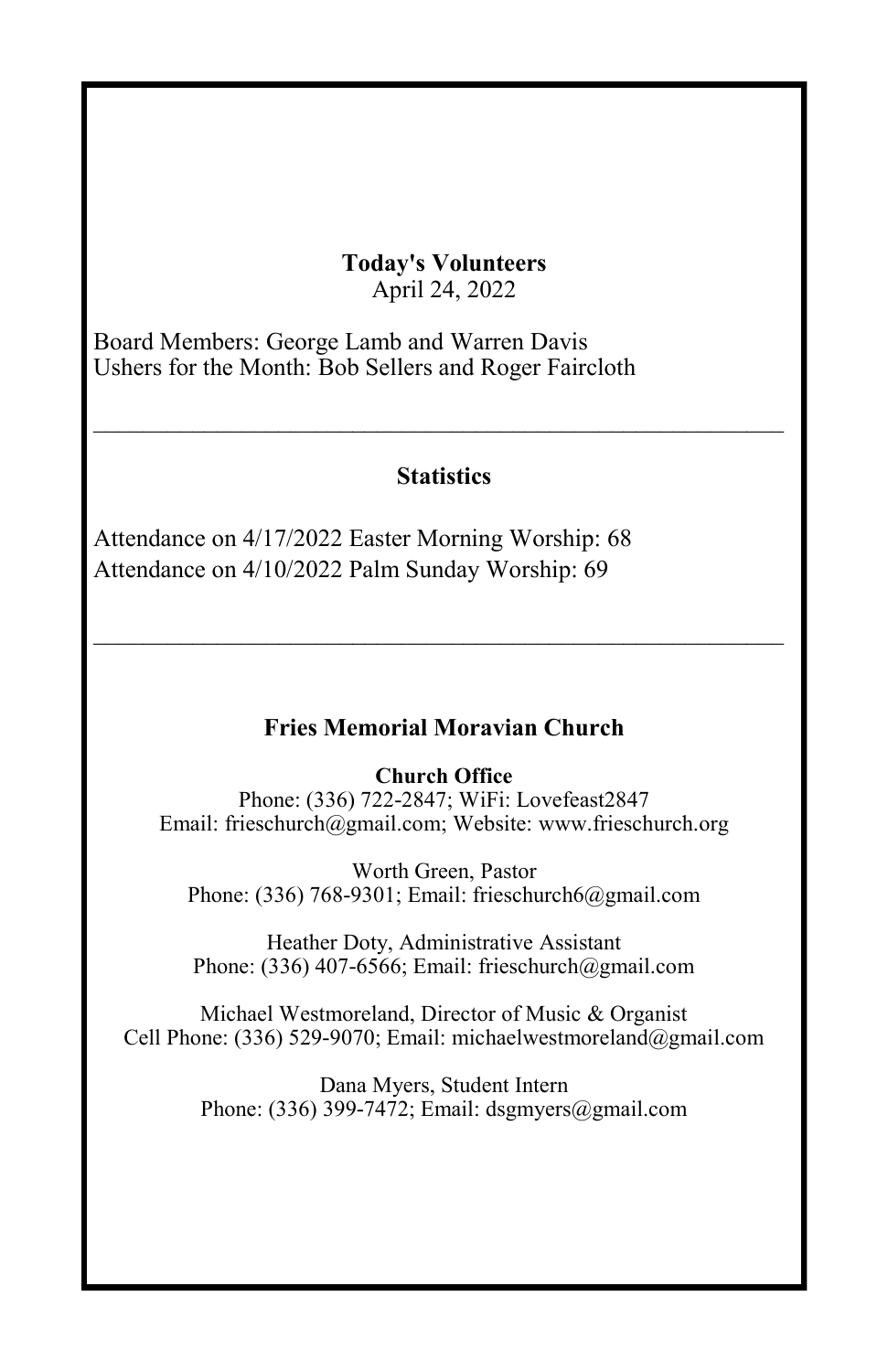**Today's Volunteers**

April 24, 2022

Board Members: George Lamb and Warren Davis
Ushers for the Month: Bob Sellers and Roger Faircloth

---

**Statistics**

Attendance on 4/17/2022 Easter Morning Worship: 68
Attendance on 4/10/2022 Palm Sunday Worship: 69

---

**Fries Memorial Moravian Church**

**Church Office**
Phone: (336) 722-2847; WiFi: Lovefeast2847
Email: frieschurch@gmail.com; Website: www.frieschurch.org

Worth Green, Pastor
Phone: (336) 768-9301; Email: frieschurch6@gmail.com

Heather Doty, Administrative Assistant
Phone: (336) 407-6566; Email: frieschurch@gmail.com

Michael Westmoreland, Director of Music & Organist
Cell Phone: (336) 529-9070; Email: michaelwestmoreland@gmail.com

Dana Myers, Student Intern
Phone: (336) 399-7472; Email: dsgmyers@gmail.com